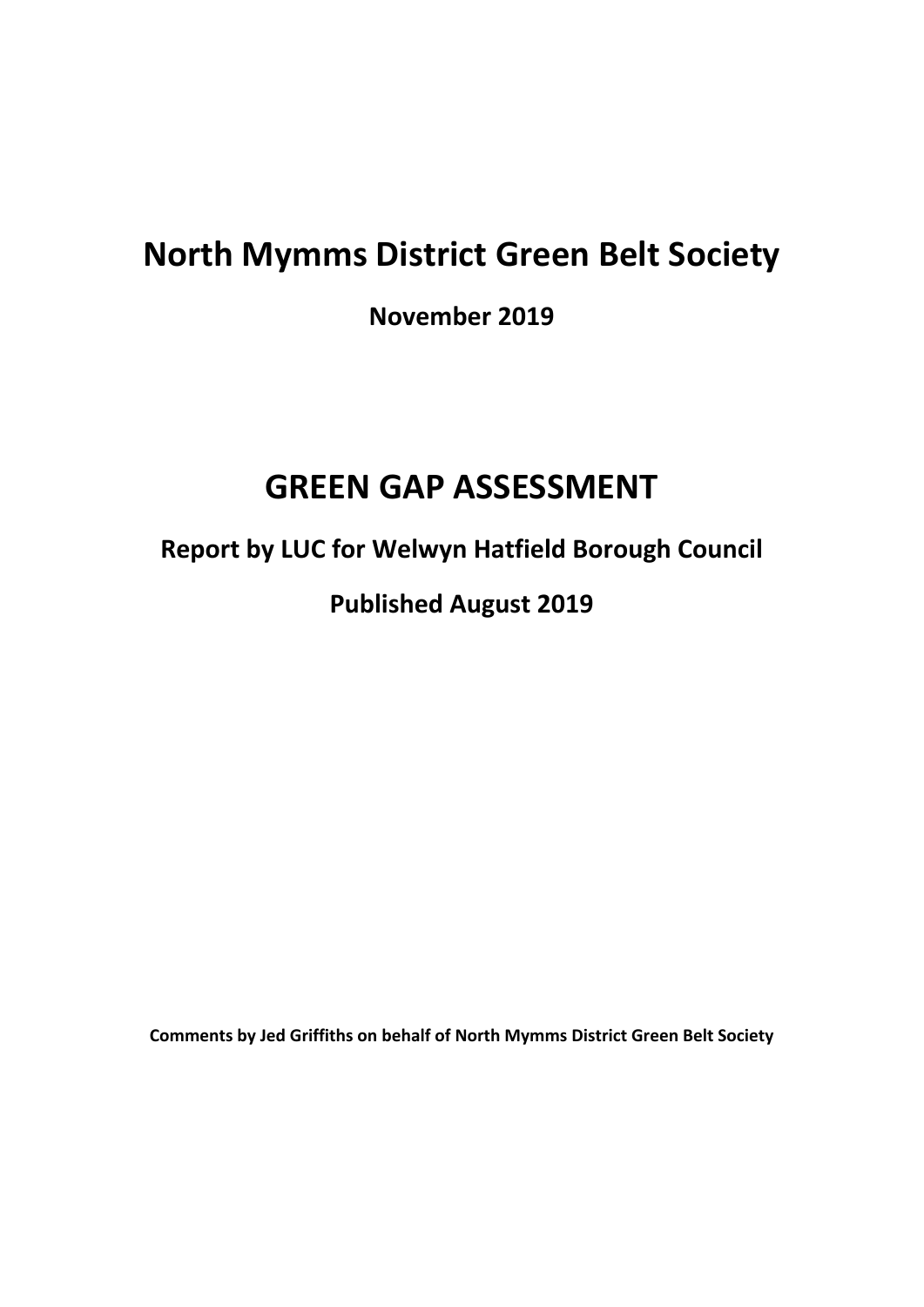# North Mymms District Green Belt Society

**November 2019**

# GREEN GAP ASSESSMENT

## Report by LUC for Welwyn Hatfield Borough Council

## Published August 2019

**Comments by Jed Griffiths on behalf of North Mymms District Green Belt Society**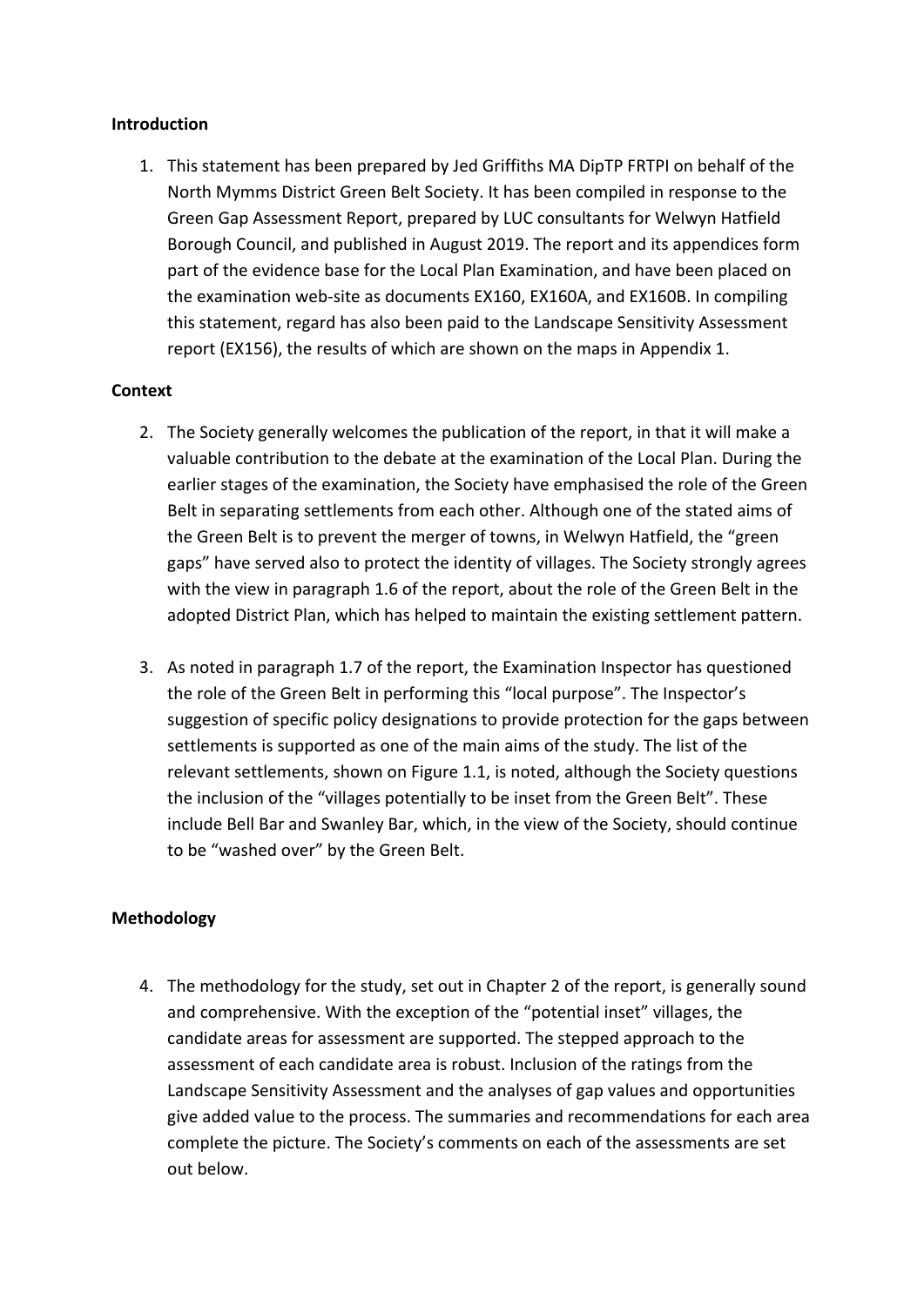**Introduction**

1. This statement has been prepared by Jed Griffiths MA DipTP FRTPI on behalf of the North Mymms District Green Belt Society. It has been compiled in response to the Green Gap Assessment Report, prepared by LUC consultants for Welwyn Hatfield Borough Council, and published in August 2019. The report and its appendices form part of the evidence base for the Local Plan Examination, and have been placed on the examination web-site as documents EX160, EX160A, and EX160B. In compiling this statement, regard has also been paid to the Landscape Sensitivity Assessment report (EX156), the results of which are shown on the maps in Appendix 1.

**Context**

2. The Society generally welcomes the publication of the report, in that it will make a valuable contribution to the debate at the examination of the Local Plan. During the earlier stages of the examination, the Society have emphasised the role of the Green Belt in separating settlements from each other. Although one of the stated aims of the Green Belt is to prevent the merger of towns, in Welwyn Hatfield, the "green gaps" have served also to protect the identity of villages. The Society strongly agrees with the view in paragraph 1.6 of the report, about the role of the Green Belt in the adopted District Plan, which has helped to maintain the existing settlement pattern.

3. As noted in paragraph 1.7 of the report, the Examination Inspector has questioned the role of the Green Belt in performing this "local purpose". The Inspector's suggestion of specific policy designations to provide protection for the gaps between settlements is supported as one of the main aims of the study. The list of the relevant settlements, shown on Figure 1.1, is noted, although the Society questions the inclusion of the "villages potentially to be inset from the Green Belt". These include Bell Bar and Swanley Bar, which, in the view of the Society, should continue to be "washed over" by the Green Belt.

**Methodology**

4. The methodology for the study, set out in Chapter 2 of the report, is generally sound and comprehensive. With the exception of the "potential inset" villages, the candidate areas for assessment are supported. The stepped approach to the assessment of each candidate area is robust. Inclusion of the ratings from the Landscape Sensitivity Assessment and the analyses of gap values and opportunities give added value to the process. The summaries and recommendations for each area complete the picture. The Society's comments on each of the assessments are set out below.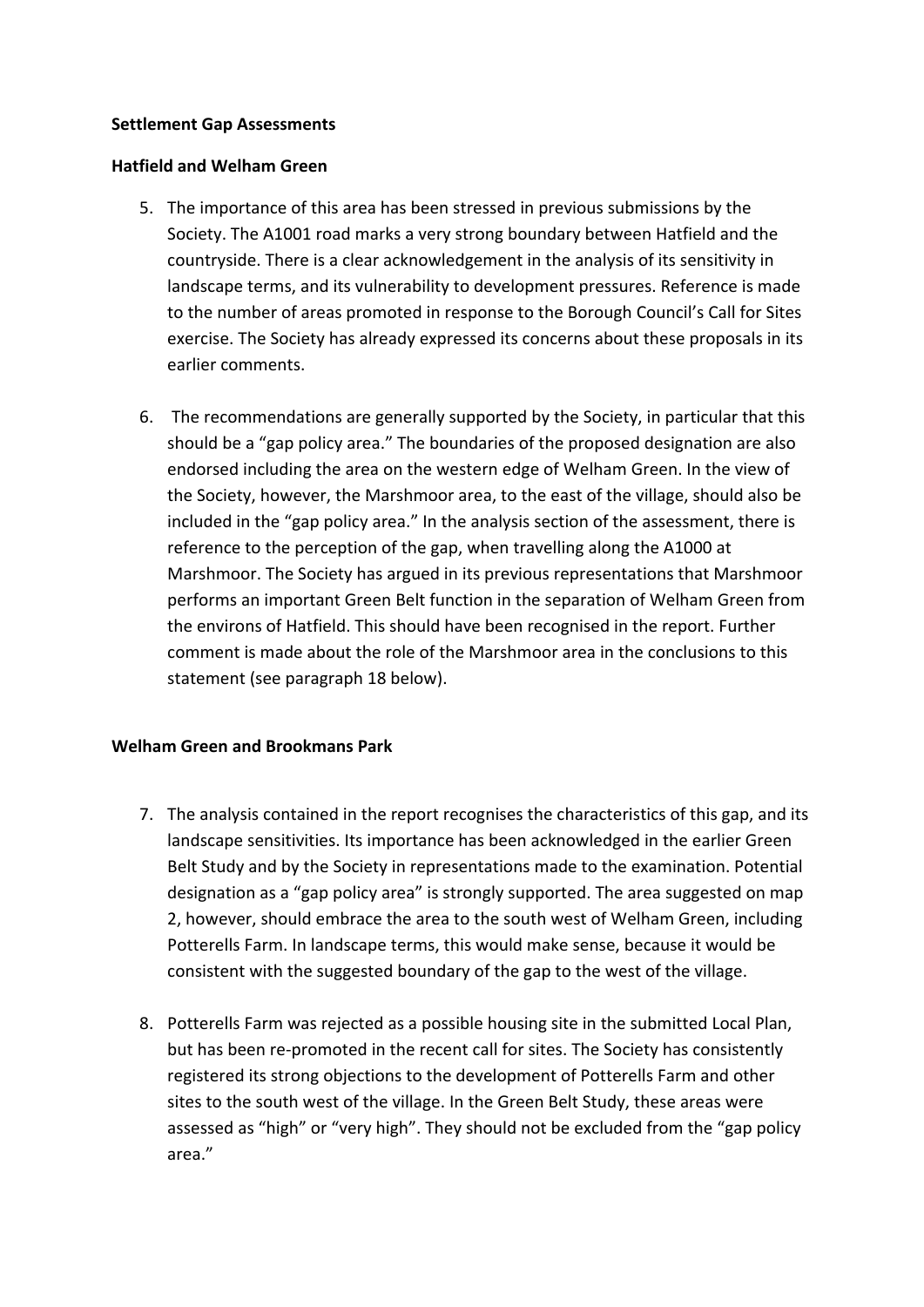**Settlement Gap Assessments**

**Hatfield and Welham Green**

5. The importance of this area has been stressed in previous submissions by the Society. The A1001 road marks a very strong boundary between Hatfield and the countryside. There is a clear acknowledgement in the analysis of its sensitivity in landscape terms, and its vulnerability to development pressures. Reference is made to the number of areas promoted in response to the Borough Council's Call for Sites exercise. The Society has already expressed its concerns about these proposals in its earlier comments.

6. The recommendations are generally supported by the Society, in particular that this should be a "gap policy area." The boundaries of the proposed designation are also endorsed including the area on the western edge of Welham Green. In the view of the Society, however, the Marshmoor area, to the east of the village, should also be included in the "gap policy area." In the analysis section of the assessment, there is reference to the perception of the gap, when travelling along the A1000 at Marshmoor. The Society has argued in its previous representations that Marshmoor performs an important Green Belt function in the separation of Welham Green from the environs of Hatfield. This should have been recognised in the report. Further comment is made about the role of the Marshmoor area in the conclusions to this statement (see paragraph 18 below).

**Welham Green and Brookmans Park**

7. The analysis contained in the report recognises the characteristics of this gap, and its landscape sensitivities. Its importance has been acknowledged in the earlier Green Belt Study and by the Society in representations made to the examination. Potential designation as a "gap policy area" is strongly supported. The area suggested on map 2, however, should embrace the area to the south west of Welham Green, including Potterells Farm. In landscape terms, this would make sense, because it would be consistent with the suggested boundary of the gap to the west of the village.

8. Potterells Farm was rejected as a possible housing site in the submitted Local Plan, but has been re-promoted in the recent call for sites. The Society has consistently registered its strong objections to the development of Potterells Farm and other sites to the south west of the village. In the Green Belt Study, these areas were assessed as "high" or "very high". They should not be excluded from the "gap policy area."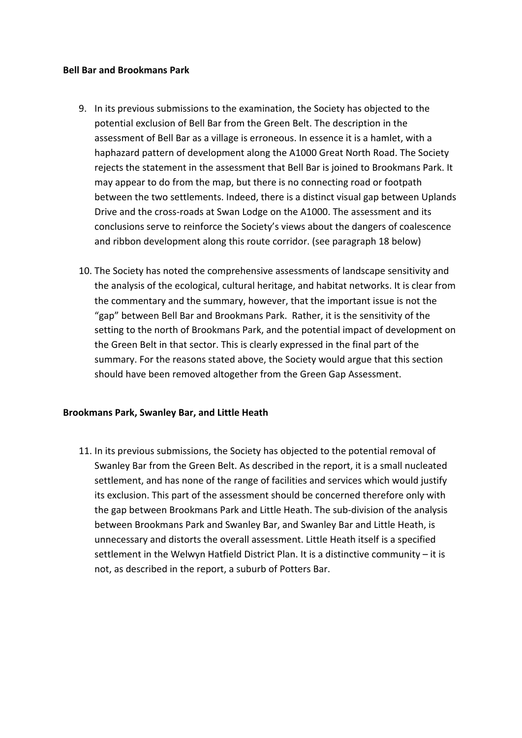**Bell Bar and Brookmans Park**

9. In its previous submissions to the examination, the Society has objected to the potential exclusion of Bell Bar from the Green Belt. The description in the assessment of Bell Bar as a village is erroneous. In essence it is a hamlet, with a haphazard pattern of development along the A1000 Great North Road. The Society rejects the statement in the assessment that Bell Bar is joined to Brookmans Park. It may appear to do from the map, but there is no connecting road or footpath between the two settlements. Indeed, there is a distinct visual gap between Uplands Drive and the cross-roads at Swan Lodge on the A1000. The assessment and its conclusions serve to reinforce the Society's views about the dangers of coalescence and ribbon development along this route corridor. (see paragraph 18 below)

10. The Society has noted the comprehensive assessments of landscape sensitivity and the analysis of the ecological, cultural heritage, and habitat networks. It is clear from the commentary and the summary, however, that the important issue is not the "gap" between Bell Bar and Brookmans Park. Rather, it is the sensitivity of the setting to the north of Brookmans Park, and the potential impact of development on the Green Belt in that sector. This is clearly expressed in the final part of the summary. For the reasons stated above, the Society would argue that this section should have been removed altogether from the Green Gap Assessment.

**Brookmans Park, Swanley Bar, and Little Heath**

11. In its previous submissions, the Society has objected to the potential removal of Swanley Bar from the Green Belt. As described in the report, it is a small nucleated settlement, and has none of the range of facilities and services which would justify its exclusion. This part of the assessment should be concerned therefore only with the gap between Brookmans Park and Little Heath. The sub-division of the analysis between Brookmans Park and Swanley Bar, and Swanley Bar and Little Heath, is unnecessary and distorts the overall assessment. Little Heath itself is a specified settlement in the Welwyn Hatfield District Plan. It is a distinctive community – it is not, as described in the report, a suburb of Potters Bar.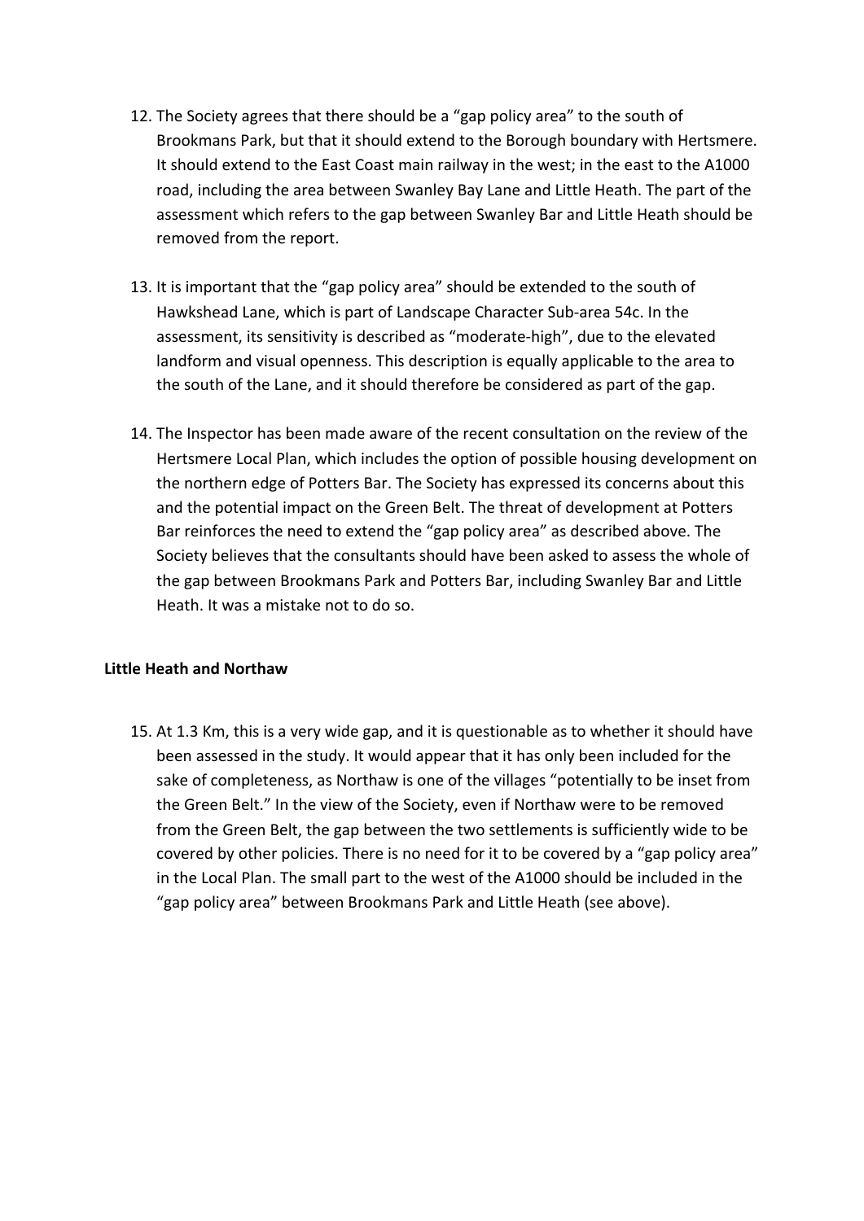12. The Society agrees that there should be a "gap policy area" to the south of Brookmans Park, but that it should extend to the Borough boundary with Hertsmere. It should extend to the East Coast main railway in the west; in the east to the A1000 road, including the area between Swanley Bay Lane and Little Heath. The part of the assessment which refers to the gap between Swanley Bar and Little Heath should be removed from the report.

13. It is important that the "gap policy area" should be extended to the south of Hawkshead Lane, which is part of Landscape Character Sub-area 54c. In the assessment, its sensitivity is described as "moderate-high", due to the elevated landform and visual openness. This description is equally applicable to the area to the south of the Lane, and it should therefore be considered as part of the gap.

14. The Inspector has been made aware of the recent consultation on the review of the Hertsmere Local Plan, which includes the option of possible housing development on the northern edge of Potters Bar. The Society has expressed its concerns about this and the potential impact on the Green Belt. The threat of development at Potters Bar reinforces the need to extend the "gap policy area" as described above. The Society believes that the consultants should have been asked to assess the whole of the gap between Brookmans Park and Potters Bar, including Swanley Bar and Little Heath. It was a mistake not to do so.

**Little Heath and Northaw**

15. At 1.3 Km, this is a very wide gap, and it is questionable as to whether it should have been assessed in the study. It would appear that it has only been included for the sake of completeness, as Northaw is one of the villages "potentially to be inset from the Green Belt." In the view of the Society, even if Northaw were to be removed from the Green Belt, the gap between the two settlements is sufficiently wide to be covered by other policies. There is no need for it to be covered by a "gap policy area" in the Local Plan. The small part to the west of the A1000 should be included in the "gap policy area" between Brookmans Park and Little Heath (see above).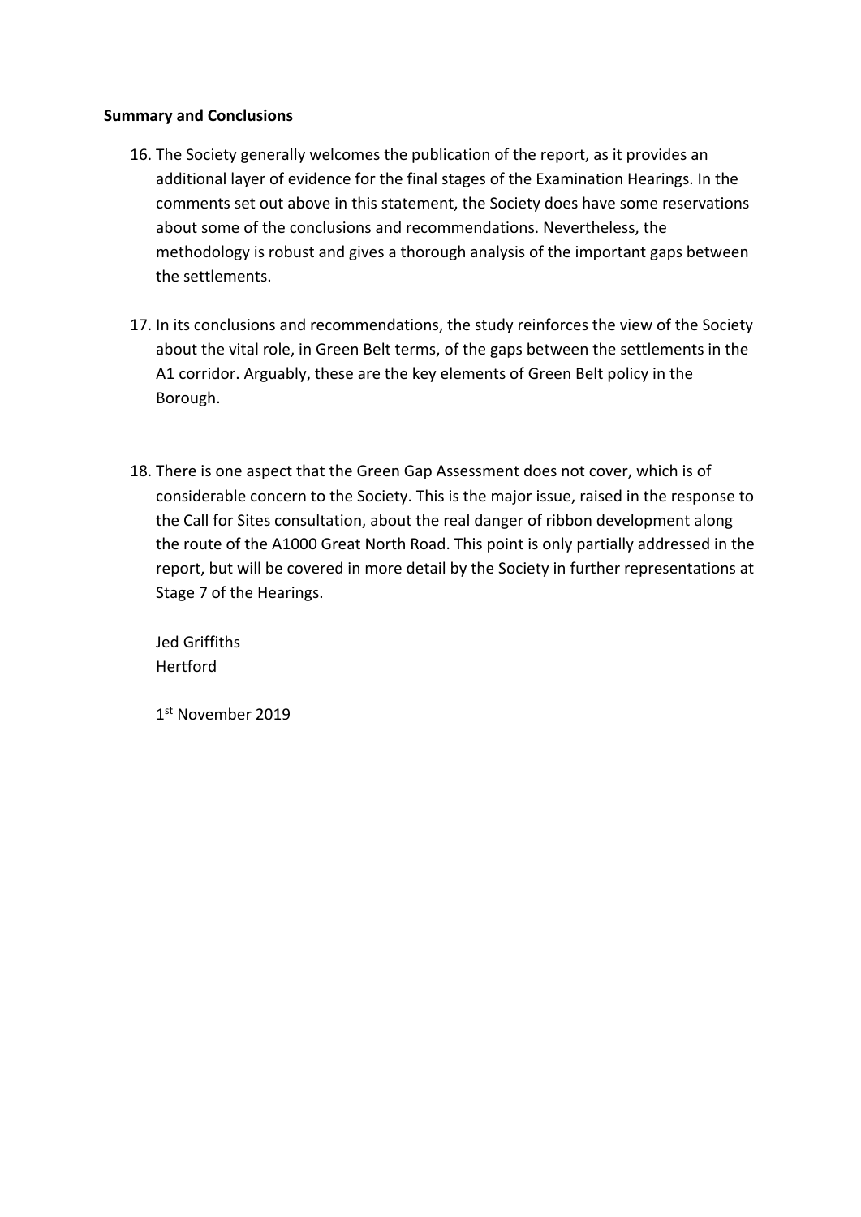**Summary and Conclusions**

16. The Society generally welcomes the publication of the report, as it provides an additional layer of evidence for the final stages of the Examination Hearings. In the comments set out above in this statement, the Society does have some reservations about some of the conclusions and recommendations. Nevertheless, the methodology is robust and gives a thorough analysis of the important gaps between the settlements.

17. In its conclusions and recommendations, the study reinforces the view of the Society about the vital role, in Green Belt terms, of the gaps between the settlements in the A1 corridor. Arguably, these are the key elements of Green Belt policy in the Borough.

18. There is one aspect that the Green Gap Assessment does not cover, which is of considerable concern to the Society. This is the major issue, raised in the response to the Call for Sites consultation, about the real danger of ribbon development along the route of the A1000 Great North Road. This point is only partially addressed in the report, but will be covered in more detail by the Society in further representations at Stage 7 of the Hearings.

Jed Griffiths
Hertford

1st November 2019